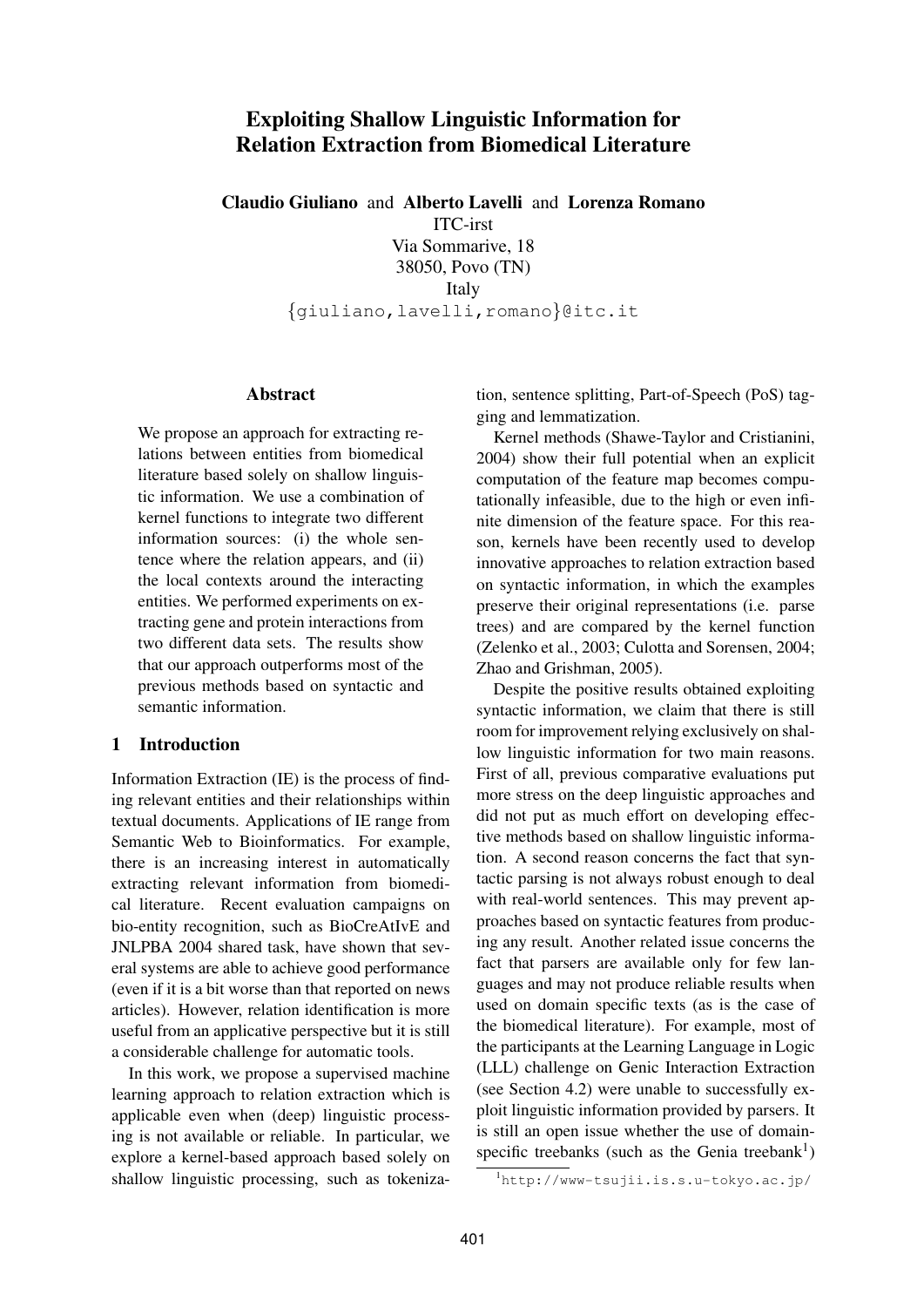# Exploiting Shallow Linguistic Information for Relation Extraction from Biomedical Literature

**Claudio Giuliano** and **Alberto Lavelli** and **Lorenza Romano**
ITC-irst
Via Sommarive, 18
38050, Povo (TN)
Italy
{giuliano,lavelli,romano}@itc.it

## Abstract

We propose an approach for extracting relations between entities from biomedical literature based solely on shallow linguistic information. We use a combination of kernel functions to integrate two different information sources: (i) the whole sentence where the relation appears, and (ii) the local contexts around the interacting entities. We performed experiments on extracting gene and protein interactions from two different data sets. The results show that our approach outperforms most of the previous methods based on syntactic and semantic information.

## 1 Introduction

Information Extraction (IE) is the process of finding relevant entities and their relationships within textual documents. Applications of IE range from Semantic Web to Bioinformatics. For example, there is an increasing interest in automatically extracting relevant information from biomedical literature. Recent evaluation campaigns on bio-entity recognition, such as BioCreAtIvE and JNLPBA 2004 shared task, have shown that several systems are able to achieve good performance (even if it is a bit worse than that reported on news articles). However, relation identification is more useful from an applicative perspective but it is still a considerable challenge for automatic tools.

In this work, we propose a supervised machine learning approach to relation extraction which is applicable even when (deep) linguistic processing is not available or reliable. In particular, we explore a kernel-based approach based solely on shallow linguistic processing, such as tokenization, sentence splitting, Part-of-Speech (PoS) tagging and lemmatization.

Kernel methods (Shawe-Taylor and Cristianini, 2004) show their full potential when an explicit computation of the feature map becomes computationally infeasible, due to the high or even infinite dimension of the feature space. For this reason, kernels have been recently used to develop innovative approaches to relation extraction based on syntactic information, in which the examples preserve their original representations (i.e. parse trees) and are compared by the kernel function (Zelenko et al., 2003; Culotta and Sorensen, 2004; Zhao and Grishman, 2005).

Despite the positive results obtained exploiting syntactic information, we claim that there is still room for improvement relying exclusively on shallow linguistic information for two main reasons. First of all, previous comparative evaluations put more stress on the deep linguistic approaches and did not put as much effort on developing effective methods based on shallow linguistic information. A second reason concerns the fact that syntactic parsing is not always robust enough to deal with real-world sentences. This may prevent approaches based on syntactic features from producing any result. Another related issue concerns the fact that parsers are available only for few languages and may not produce reliable results when used on domain specific texts (as is the case of the biomedical literature). For example, most of the participants at the Learning Language in Logic (LLL) challenge on Genic Interaction Extraction (see Section 4.2) were unable to successfully exploit linguistic information provided by parsers. It is still an open issue whether the use of domain-specific treebanks (such as the Genia treebank[1])

[1] http://www-tsujii.is.s.u-tokyo.ac.jp/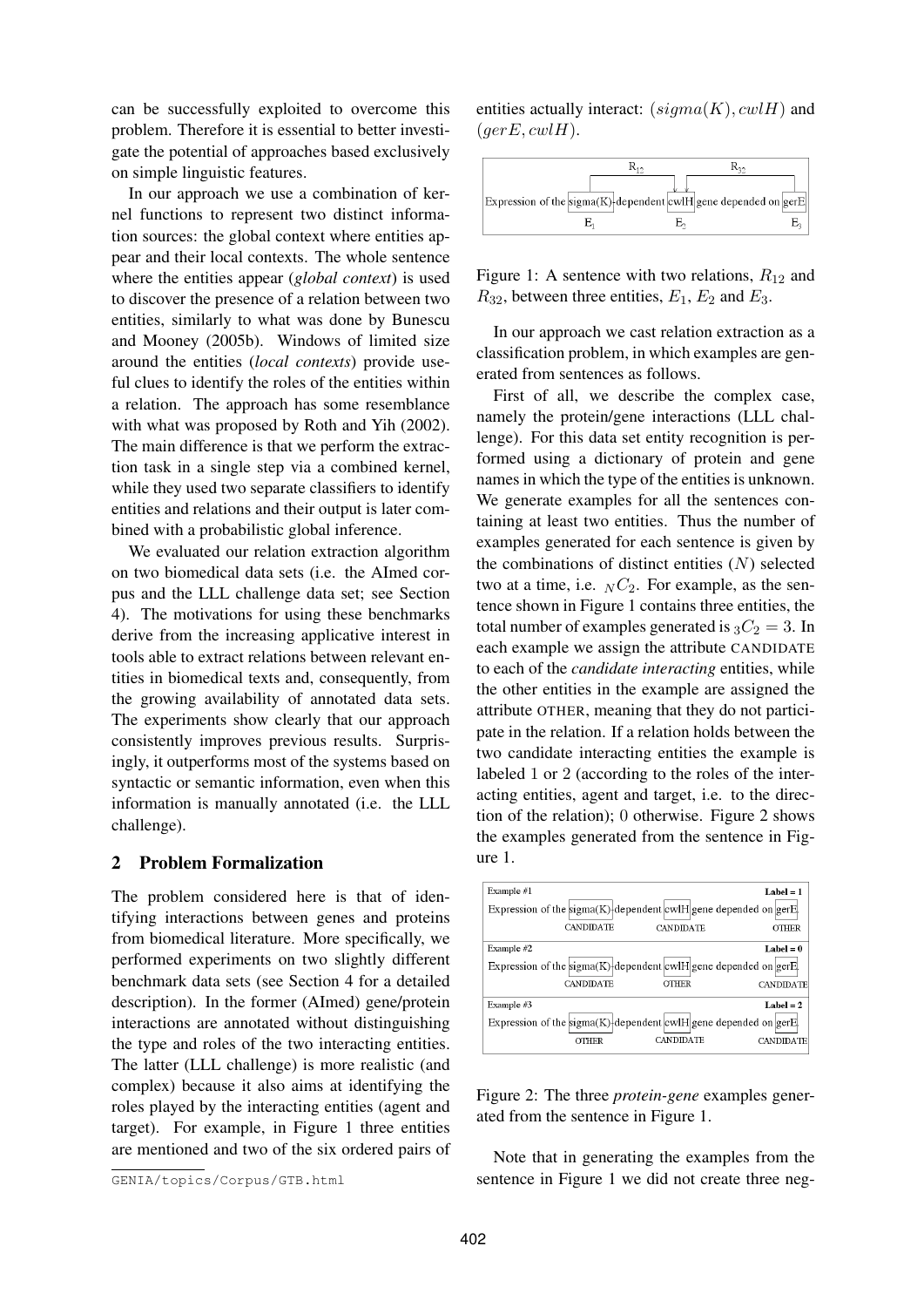can be successfully exploited to overcome this problem. Therefore it is essential to better investigate the potential of approaches based exclusively on simple linguistic features.

In our approach we use a combination of kernel functions to represent two distinct information sources: the global context where entities appear and their local contexts. The whole sentence where the entities appear (*global context*) is used to discover the presence of a relation between two entities, similarly to what was done by Bunescu and Mooney (2005b). Windows of limited size around the entities (*local contexts*) provide useful clues to identify the roles of the entities within a relation. The approach has some resemblance with what was proposed by Roth and Yih (2002). The main difference is that we perform the extraction task in a single step via a combined kernel, while they used two separate classifiers to identify entities and relations and their output is later combined with a probabilistic global inference.

We evaluated our relation extraction algorithm on two biomedical data sets (i.e. the AImed corpus and the LLL challenge data set; see Section 4). The motivations for using these benchmarks derive from the increasing applicative interest in tools able to extract relations between relevant entities in biomedical texts and, consequently, from the growing availability of annotated data sets. The experiments show clearly that our approach consistently improves previous results. Surprisingly, it outperforms most of the systems based on syntactic or semantic information, even when this information is manually annotated (i.e. the LLL challenge).

## 2 Problem Formalization

The problem considered here is that of identifying interactions between genes and proteins from biomedical literature. More specifically, we performed experiments on two slightly different benchmark data sets (see Section 4 for a detailed description). In the former (AImed) gene/protein interactions are annotated without distinguishing the type and roles of the two interacting entities. The latter (LLL challenge) is more realistic (and complex) because it also aims at identifying the roles played by the interacting entities (agent and target). For example, in Figure 1 three entities are mentioned and two of the six ordered pairs of entities actually interact: $(sigma(K), cwlH)$ and $(gerE, cwlH)$.

GENIA/topics/Corpus/GTB.html

Figure 1: A sentence with two relations, $R_{12}$ and $R_{32}$, between three entities, $E_1$, $E_2$ and $E_3$.

In our approach we cast relation extraction as a classification problem, in which examples are generated from sentences as follows.

First of all, we describe the complex case, namely the protein/gene interactions (LLL challenge). For this data set entity recognition is performed using a dictionary of protein and gene names in which the type of the entities is unknown. We generate examples for all the sentences containing at least two entities. Thus the number of examples generated for each sentence is given by the combinations of distinct entities ($N$) selected two at a time, i.e. ${}_NC_2$. For example, as the sentence shown in Figure 1 contains three entities, the total number of examples generated is ${}_3C_2 = 3$. In each example we assign the attribute CANDIDATE to each of the *candidate interacting* entities, while the other entities in the example are assigned the attribute OTHER, meaning that they do not participate in the relation. If a relation holds between the two candidate interacting entities the example is labeled 1 or 2 (according to the roles of the interacting entities, agent and target, i.e. to the direction of the relation); 0 otherwise. Figure 2 shows the examples generated from the sentence in Figure 1.

Figure 2: The three *protein-gene* examples generated from the sentence in Figure 1.

Note that in generating the examples from the sentence in Figure 1 we did not create three neg-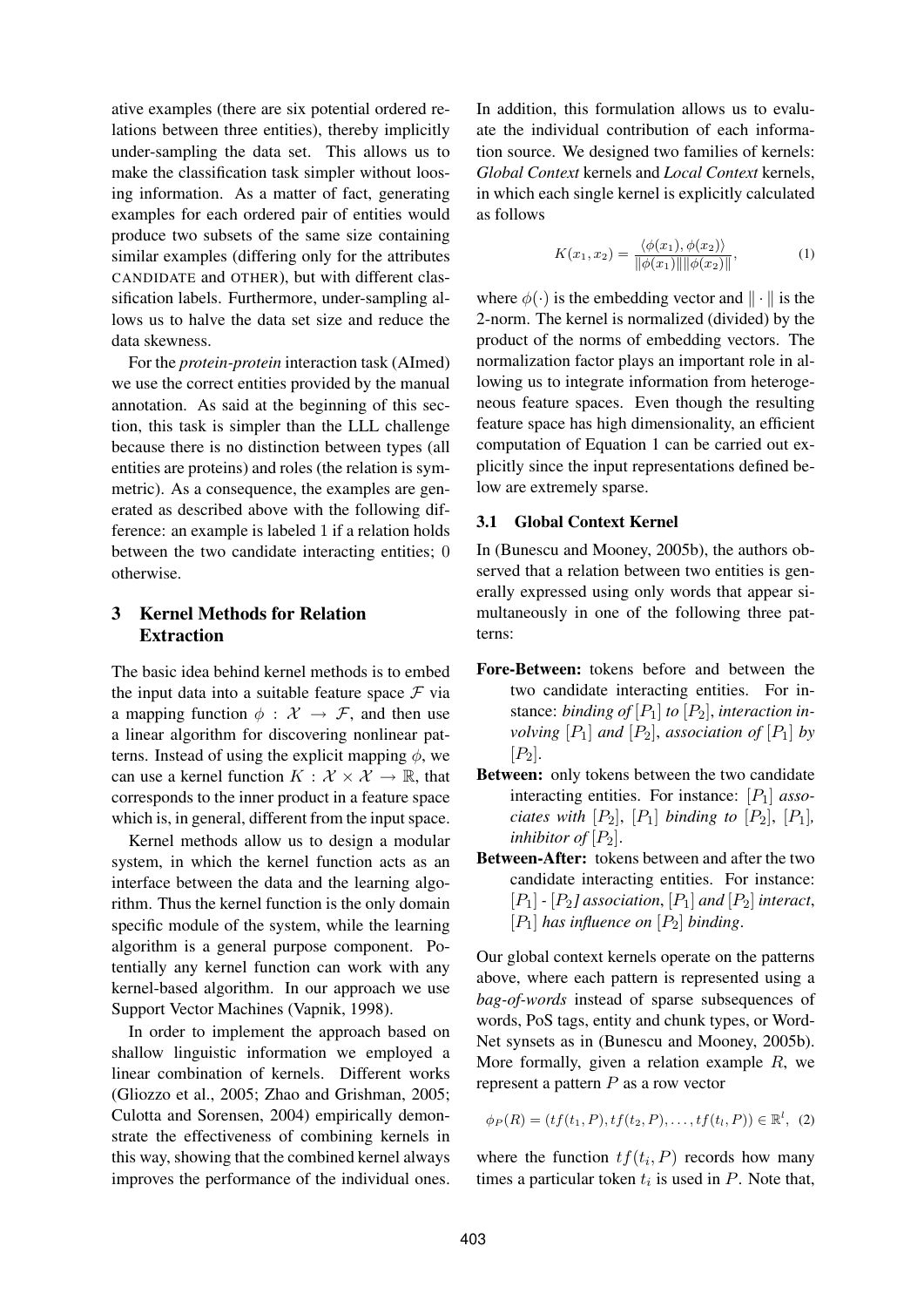ative examples (there are six potential ordered relations between three entities), thereby implicitly under-sampling the data set. This allows us to make the classification task simpler without loosing information. As a matter of fact, generating examples for each ordered pair of entities would produce two subsets of the same size containing similar examples (differing only for the attributes CANDIDATE and OTHER), but with different classification labels. Furthermore, under-sampling allows us to halve the data set size and reduce the data skewness.

For the *protein-protein* interaction task (AImed) we use the correct entities provided by the manual annotation. As said at the beginning of this section, this task is simpler than the LLL challenge because there is no distinction between types (all entities are proteins) and roles (the relation is symmetric). As a consequence, the examples are generated as described above with the following difference: an example is labeled 1 if a relation holds between the two candidate interacting entities; 0 otherwise.

## 3 Kernel Methods for Relation Extraction

The basic idea behind kernel methods is to embed the input data into a suitable feature space $\mathcal{F}$ via a mapping function $\phi : \mathcal{X} \rightarrow \mathcal{F}$, and then use a linear algorithm for discovering nonlinear patterns. Instead of using the explicit mapping $\phi$, we can use a kernel function $K : \mathcal{X} \times \mathcal{X} \rightarrow \mathbb{R}$, that corresponds to the inner product in a feature space which is, in general, different from the input space.

Kernel methods allow us to design a modular system, in which the kernel function acts as an interface between the data and the learning algorithm. Thus the kernel function is the only domain specific module of the system, while the learning algorithm is a general purpose component. Potentially any kernel function can work with any kernel-based algorithm. In our approach we use Support Vector Machines (Vapnik, 1998).

In order to implement the approach based on shallow linguistic information we employed a linear combination of kernels. Different works (Gliozzo et al., 2005; Zhao and Grishman, 2005; Culotta and Sorensen, 2004) empirically demonstrate the effectiveness of combining kernels in this way, showing that the combined kernel always improves the performance of the individual ones. In addition, this formulation allows us to evaluate the individual contribution of each information source. We designed two families of kernels: *Global Context* kernels and *Local Context* kernels, in which each single kernel is explicitly calculated as follows

$$K(x_1, x_2) = \frac{\langle \phi(x_1), \phi(x_2) \rangle}{\|\phi(x_1)\| \|\phi(x_2)\|}, \quad (1)$$

where $\phi(\cdot)$ is the embedding vector and $\| \cdot \|$ is the 2-norm. The kernel is normalized (divided) by the product of the norms of embedding vectors. The normalization factor plays an important role in allowing us to integrate information from heterogeneous feature spaces. Even though the resulting feature space has high dimensionality, an efficient computation of Equation 1 can be carried out explicitly since the input representations defined below are extremely sparse.

### 3.1 Global Context Kernel

In (Bunescu and Mooney, 2005b), the authors observed that a relation between two entities is generally expressed using only words that appear simultaneously in one of the following three patterns:

**Fore-Between:** tokens before and between the two candidate interacting entities. For instance: *binding of* $[P_1]$ *to* $[P_2]$, *interaction involving* $[P_1]$ *and* $[P_2]$, *association of* $[P_1]$ *by* $[P_2]$.

**Between:** only tokens between the two candidate interacting entities. For instance: $[P_1]$ *associates with* $[P_2]$, $[P_1]$ *binding to* $[P_2]$, $[P_1]$, *inhibitor of* $[P_2]$.

**Between-After:** tokens between and after the two candidate interacting entities. For instance: $[P_1]$ - $[P_2]$ *association*, $[P_1]$ *and* $[P_2]$ *interact*, $[P_1]$ *has influence on* $[P_2]$ *binding*.

Our global context kernels operate on the patterns above, where each pattern is represented using a *bag-of-words* instead of sparse subsequences of words, PoS tags, entity and chunk types, or WordNet synsets as in (Bunescu and Mooney, 2005b). More formally, given a relation example $R$, we represent a pattern $P$ as a row vector

$$\phi_P(R) = (tf(t_1, P), tf(t_2, P), \ldots, tf(t_l, P)) \in \mathbb{R}^l, \quad (2)$$

where the function $tf(t_i, P)$ records how many times a particular token $t_i$ is used in $P$. Note that,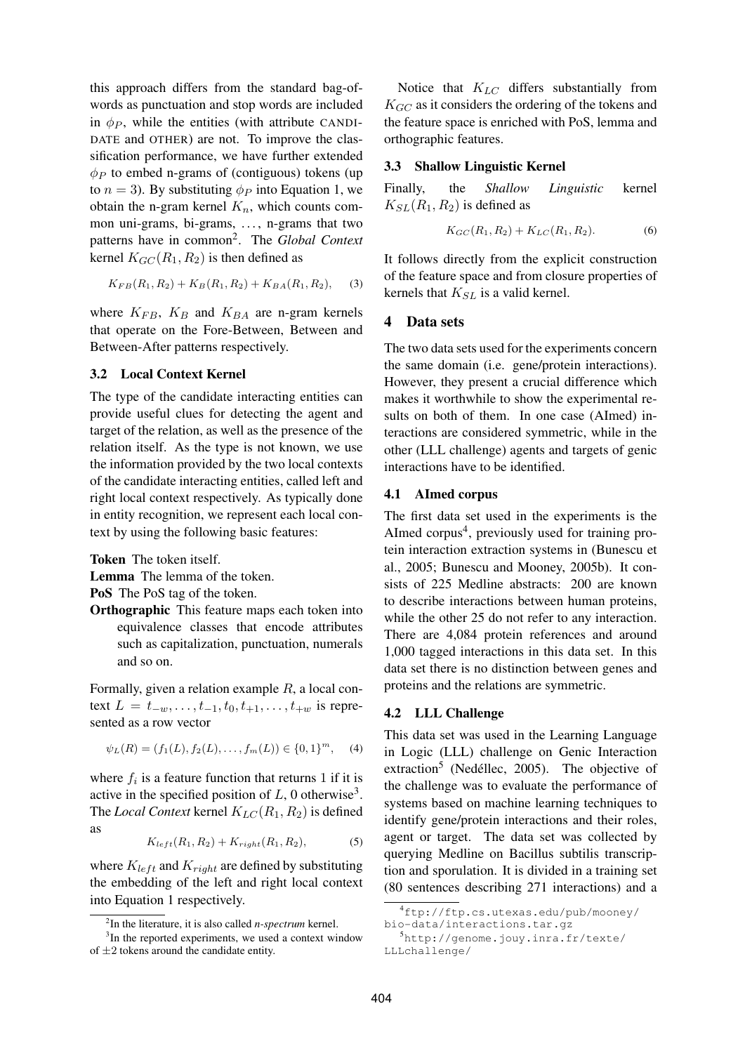this approach differs from the standard bag-of-words as punctuation and stop words are included in $\phi_P$, while the entities (with attribute CANDIDATE and OTHER) are not. To improve the classification performance, we have further extended $\phi_P$ to embed n-grams of (contiguous) tokens (up to $n = 3$). By substituting $\phi_P$ into Equation 1, we obtain the n-gram kernel $K_n$, which counts common uni-grams, bi-grams, ..., n-grams that two patterns have in common[2]. The *Global Context* kernel $K_{GC}(R_1, R_2)$ is then defined as

$$K_{FB}(R_1, R_2) + K_B(R_1, R_2) + K_{BA}(R_1, R_2), \quad (3)$$

where $K_{FB}$, $K_B$ and $K_{BA}$ are n-gram kernels that operate on the Fore-Between, Between and Between-After patterns respectively.

### 3.2 Local Context Kernel

The type of the candidate interacting entities can provide useful clues for detecting the agent and target of the relation, as well as the presence of the relation itself. As the type is not known, we use the information provided by the two local contexts of the candidate interacting entities, called left and right local context respectively. As typically done in entity recognition, we represent each local context by using the following basic features:

**Token** The token itself.

**Lemma** The lemma of the token.

**PoS** The PoS tag of the token.

**Orthographic** This feature maps each token into equivalence classes that encode attributes such as capitalization, punctuation, numerals and so on.

Formally, given a relation example $R$, a local context $L = t_{-w}, \ldots, t_{-1}, t_0, t_{+1}, \ldots, t_{+w}$ is represented as a row vector

$$\psi_L(R) = (f_1(L), f_2(L), \ldots, f_m(L)) \in \{0, 1\}^m, \quad (4)$$

where $f_i$ is a feature function that returns 1 if it is active in the specified position of $L$, 0 otherwise[3]. The *Local Context* kernel $K_{LC}(R_1, R_2)$ is defined as

$$K_{left}(R_1, R_2) + K_{right}(R_1, R_2), \quad (5)$$

where $K_{left}$ and $K_{right}$ are defined by substituting the embedding of the left and right local context into Equation 1 respectively.

[2] In the literature, it is also called *n-spectrum* kernel.

[3] In the reported experiments, we used a context window of $\pm 2$ tokens around the candidate entity.

Notice that $K_{LC}$ differs substantially from $K_{GC}$ as it considers the ordering of the tokens and the feature space is enriched with PoS, lemma and orthographic features.

### 3.3 Shallow Linguistic Kernel

Finally, the *Shallow Linguistic* kernel $K_{SL}(R_1, R_2)$ is defined as

$$K_{GC}(R_1, R_2) + K_{LC}(R_1, R_2). \quad (6)$$

It follows directly from the explicit construction of the feature space and from closure properties of kernels that $K_{SL}$ is a valid kernel.

## 4 Data sets

The two data sets used for the experiments concern the same domain (i.e. gene/protein interactions). However, they present a crucial difference which makes it worthwhile to show the experimental results on both of them. In one case (AImed) interactions are considered symmetric, while in the other (LLL challenge) agents and targets of genic interactions have to be identified.

### 4.1 AImed corpus

The first data set used in the experiments is the AImed corpus[4], previously used for training protein interaction extraction systems in (Bunescu et al., 2005; Bunescu and Mooney, 2005b). It consists of 225 Medline abstracts: 200 are known to describe interactions between human proteins, while the other 25 do not refer to any interaction. There are 4,084 protein references and around 1,000 tagged interactions in this data set. In this data set there is no distinction between genes and proteins and the relations are symmetric.

### 4.2 LLL Challenge

This data set was used in the Learning Language in Logic (LLL) challenge on Genic Interaction extraction[5] (Nedéllec, 2005). The objective of the challenge was to evaluate the performance of systems based on machine learning techniques to identify gene/protein interactions and their roles, agent or target. The data set was collected by querying Medline on Bacillus subtilis transcription and sporulation. It is divided in a training set (80 sentences describing 271 interactions) and a

[4] ftp://ftp.cs.utexas.edu/pub/mooney/bio-data/interactions.tar.gz

[5] http://genome.jouy.inra.fr/texte/LLLchallenge/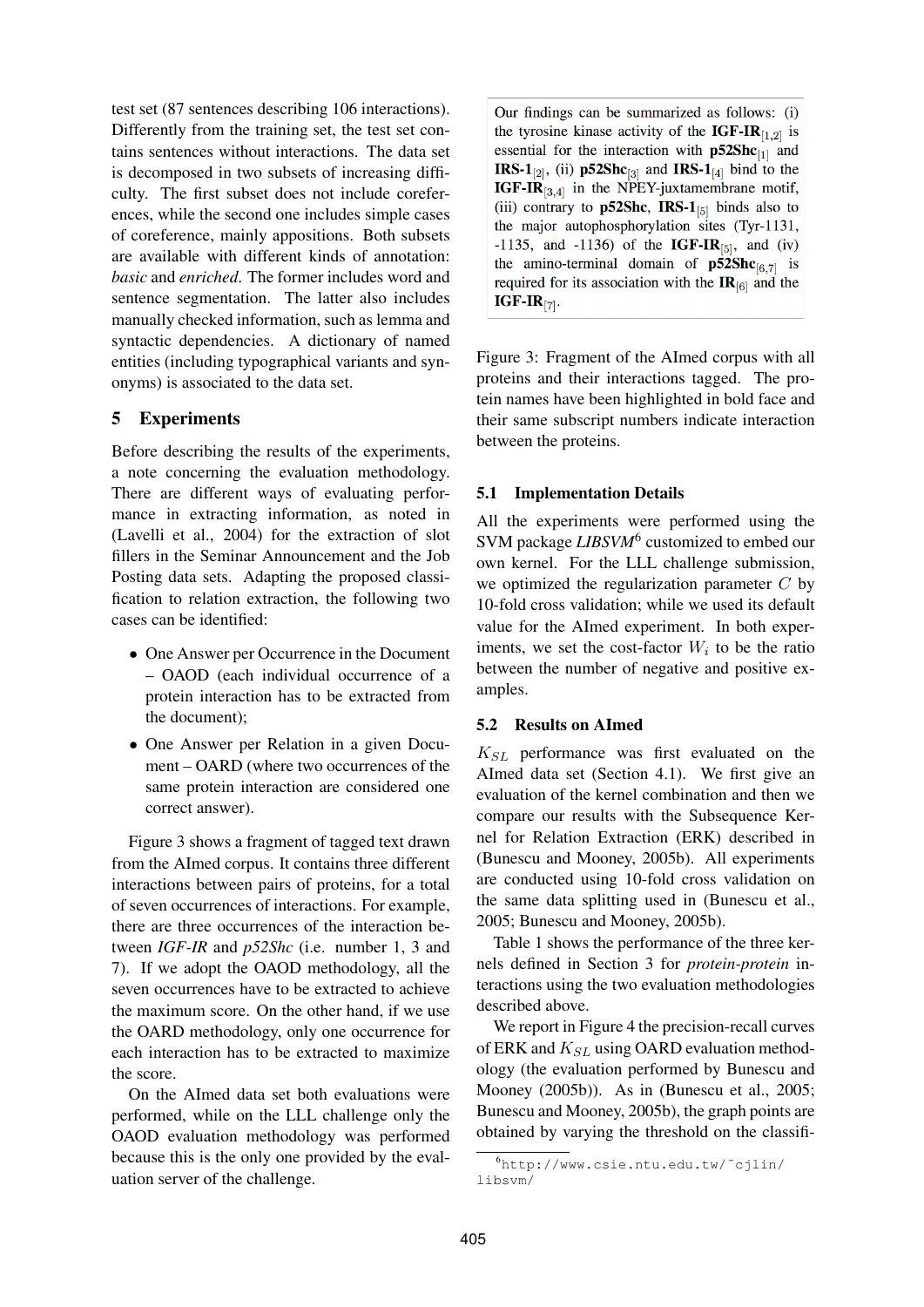test set (87 sentences describing 106 interactions). Differently from the training set, the test set contains sentences without interactions. The data set is decomposed in two subsets of increasing difficulty. The first subset does not include coreferences, while the second one includes simple cases of coreference, mainly appositions. Both subsets are available with different kinds of annotation: *basic* and *enriched*. The former includes word and sentence segmentation. The latter also includes manually checked information, such as lemma and syntactic dependencies. A dictionary of named entities (including typographical variants and synonyms) is associated to the data set.

## 5 Experiments

Before describing the results of the experiments, a note concerning the evaluation methodology. There are different ways of evaluating performance in extracting information, as noted in (Lavelli et al., 2004) for the extraction of slot fillers in the Seminar Announcement and the Job Posting data sets. Adapting the proposed classification to relation extraction, the following two cases can be identified:

- One Answer per Occurrence in the Document – OAOD (each individual occurrence of a protein interaction has to be extracted from the document);
- One Answer per Relation in a given Document – OARD (where two occurrences of the same protein interaction are considered one correct answer).

Figure 3 shows a fragment of tagged text drawn from the AImed corpus. It contains three different interactions between pairs of proteins, for a total of seven occurrences of interactions. For example, there are three occurrences of the interaction between *IGF-IR* and *p52Shc* (i.e. number 1, 3 and 7). If we adopt the OAOD methodology, all the seven occurrences have to be extracted to achieve the maximum score. On the other hand, if we use the OARD methodology, only one occurrence for each interaction has to be extracted to maximize the score.

On the AImed data set both evaluations were performed, while on the LLL challenge only the OAOD evaluation methodology was performed because this is the only one provided by the evaluation server of the challenge.

> Our findings can be summarized as follows: (i) the tyrosine kinase activity of the **IGF-IR**$_{[1,2]}$ is essential for the interaction with **p52Shc**$_{[1]}$ and **IRS-1**$_{[2]}$, (ii) **p52Shc**$_{[3]}$ and **IRS-1**$_{[4]}$ bind to the **IGF-IR**$_{[3,4]}$ in the NPEY-juxtamembrane motif, (iii) contrary to **p52Shc**, **IRS-1**$_{[5]}$ binds also to the major autophosphorylation sites (Tyr-1131, -1135, and -1136) of the **IGF-IR**$_{[5]}$, and (iv) the amino-terminal domain of **p52Shc**$_{[6,7]}$ is required for its association with the **IR**$_{[6]}$ and the **IGF-IR**$_{[7]}$.

Figure 3: Fragment of the AImed corpus with all proteins and their interactions tagged. The protein names have been highlighted in bold face and their same subscript numbers indicate interaction between the proteins.

### 5.1 Implementation Details

All the experiments were performed using the SVM package *LIBSVM*[6] customized to embed our own kernel. For the LLL challenge submission, we optimized the regularization parameter $C$ by 10-fold cross validation; while we used its default value for the AImed experiment. In both experiments, we set the cost-factor $W_i$ to be the ratio between the number of negative and positive examples.

### 5.2 Results on AImed

$K_{SL}$ performance was first evaluated on the AImed data set (Section 4.1). We first give an evaluation of the kernel combination and then we compare our results with the Subsequence Kernel for Relation Extraction (ERK) described in (Bunescu and Mooney, 2005b). All experiments are conducted using 10-fold cross validation on the same data splitting used in (Bunescu et al., 2005; Bunescu and Mooney, 2005b).

Table 1 shows the performance of the three kernels defined in Section 3 for *protein-protein* interactions using the two evaluation methodologies described above.

We report in Figure 4 the precision-recall curves of ERK and $K_{SL}$ using OARD evaluation methodology (the evaluation performed by Bunescu and Mooney (2005b)). As in (Bunescu et al., 2005; Bunescu and Mooney, 2005b), the graph points are obtained by varying the threshold on the classifi-

[6] http://www.csie.ntu.edu.tw/~cjlin/libsvm/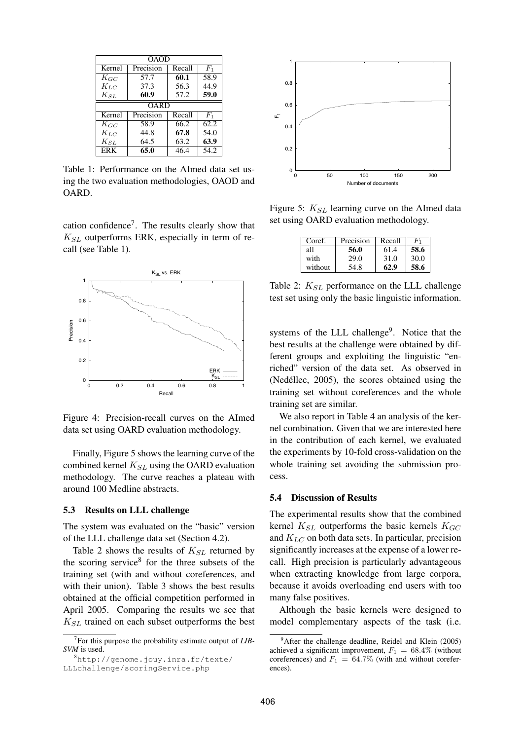| OAOD | | | |
|---|---|---|---|
| Kernel | Precision | Recall | $F_1$ |
| $K_{GC}$ | 57.7 | **60.1** | 58.9 |
| $K_{LC}$ | 37.3 | 56.3 | 44.9 |
| $K_{SL}$ | **60.9** | 57.2 | **59.0** |
| **OARD** | | | |
| Kernel | Precision | Recall | $F_1$ |
| $K_{GC}$ | 58.9 | 66.2 | 62.2 |
| $K_{LC}$ | 44.8 | **67.8** | 54.0 |
| $K_{SL}$ | 64.5 | 63.2 | **63.9** |
| ERK | **65.0** | 46.4 | 54.2 |

Table 1: Performance on the AImed data set using the two evaluation methodologies, OAOD and OARD.

cation confidence[7]. The results clearly show that $K_{SL}$ outperforms ERK, especially in term of recall (see Table 1).

Figure 4: Precision-recall curves on the AImed data set using OARD evaluation methodology.

Finally, Figure 5 shows the learning curve of the combined kernel $K_{SL}$ using the OARD evaluation methodology. The curve reaches a plateau with around 100 Medline abstracts.

### 5.3 Results on LLL challenge

The system was evaluated on the "basic" version of the LLL challenge data set (Section 4.2).

Table 2 shows the results of $K_{SL}$ returned by the scoring service[8] for the three subsets of the training set (with and without coreferences, and with their union). Table 3 shows the best results obtained at the official competition performed in April 2005. Comparing the results we see that $K_{SL}$ trained on each subset outperforms the best

[7] For this purpose the probability estimate output of *LIBSVM* is used.

[8] http://genome.jouy.inra.fr/texte/LLLchallenge/scoringService.php

Figure 5: $K_{SL}$ learning curve on the AImed data set using OARD evaluation methodology.

| Coref. | Precision | Recall | $F_1$ |
|---|---|---|---|
| all | **56.0** | 61.4 | **58.6** |
| with | 29.0 | 31.0 | 30.0 |
| without | 54.8 | **62.9** | **58.6** |

Table 2: $K_{SL}$ performance on the LLL challenge test set using only the basic linguistic information.

systems of the LLL challenge[9]. Notice that the best results at the challenge were obtained by different groups and exploiting the linguistic "enriched" version of the data set. As observed in (Nedéllec, 2005), the scores obtained using the training set without coreferences and the whole training set are similar.

We also report in Table 4 an analysis of the kernel combination. Given that we are interested here in the contribution of each kernel, we evaluated the experiments by 10-fold cross-validation on the whole training set avoiding the submission process.

### 5.4 Discussion of Results

The experimental results show that the combined kernel $K_{SL}$ outperforms the basic kernels $K_{GC}$ and $K_{LC}$ on both data sets. In particular, precision significantly increases at the expense of a lower recall. High precision is particularly advantageous when extracting knowledge from large corpora, because it avoids overloading end users with too many false positives.

Although the basic kernels were designed to model complementary aspects of the task (i.e.

[9] After the challenge deadline, Reidel and Klein (2005) achieved a significant improvement, $F_1 = 68.4\%$ (without coreferences) and $F_1 = 64.7\%$ (with and without coreferences).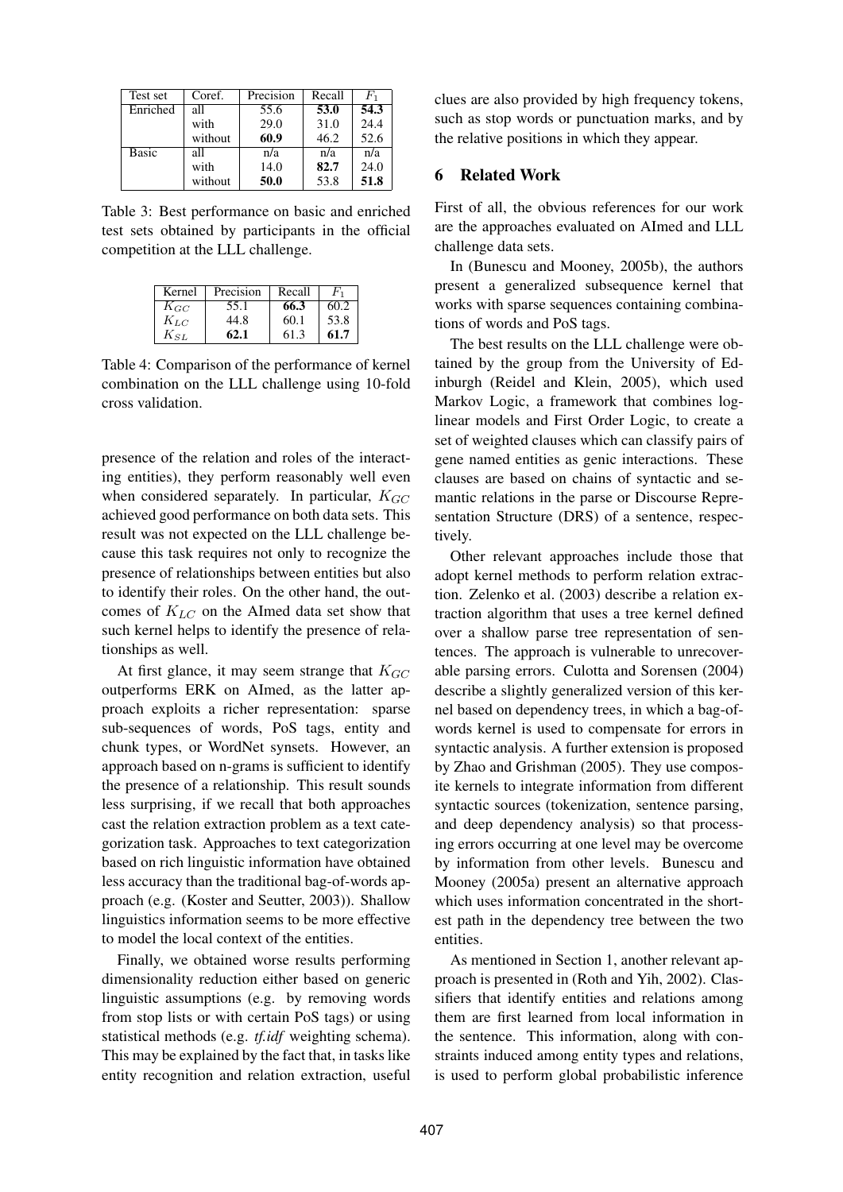| Test set | Coref. | Precision | Recall | $F_1$ |
|---|---|---|---|---|
| Enriched | all | 55.6 | **53.0** | **54.3** |
| | with | 29.0 | 31.0 | 24.4 |
| | without | **60.9** | 46.2 | 52.6 |
| Basic | all | n/a | n/a | n/a |
| | with | 14.0 | **82.7** | 24.0 |
| | without | **50.0** | 53.8 | **51.8** |

Table 3: Best performance on basic and enriched test sets obtained by participants in the official competition at the LLL challenge.

| Kernel | Precision | Recall | $F_1$ |
|---|---|---|---|
| $K_{GC}$ | 55.1 | **66.3** | 60.2 |
| $K_{LC}$ | 44.8 | 60.1 | 53.8 |
| $K_{SL}$ | **62.1** | 61.3 | **61.7** |

Table 4: Comparison of the performance of kernel combination on the LLL challenge using 10-fold cross validation.

presence of the relation and roles of the interacting entities), they perform reasonably well even when considered separately. In particular, $K_{GC}$ achieved good performance on both data sets. This result was not expected on the LLL challenge because this task requires not only to recognize the presence of relationships between entities but also to identify their roles. On the other hand, the outcomes of $K_{LC}$ on the AImed data set show that such kernel helps to identify the presence of relationships as well.

At first glance, it may seem strange that $K_{GC}$ outperforms ERK on AImed, as the latter approach exploits a richer representation: sparse sub-sequences of words, PoS tags, entity and chunk types, or WordNet synsets. However, an approach based on n-grams is sufficient to identify the presence of a relationship. This result sounds less surprising, if we recall that both approaches cast the relation extraction problem as a text categorization task. Approaches to text categorization based on rich linguistic information have obtained less accuracy than the traditional bag-of-words approach (e.g. (Koster and Seutter, 2003)). Shallow linguistics information seems to be more effective to model the local context of the entities.

Finally, we obtained worse results performing dimensionality reduction either based on generic linguistic assumptions (e.g. by removing words from stop lists or with certain PoS tags) or using statistical methods (e.g. *tf.idf* weighting schema). This may be explained by the fact that, in tasks like entity recognition and relation extraction, useful clues are also provided by high frequency tokens, such as stop words or punctuation marks, and by the relative positions in which they appear.

## 6 Related Work

First of all, the obvious references for our work are the approaches evaluated on AImed and LLL challenge data sets.

In (Bunescu and Mooney, 2005b), the authors present a generalized subsequence kernel that works with sparse sequences containing combinations of words and PoS tags.

The best results on the LLL challenge were obtained by the group from the University of Edinburgh (Reidel and Klein, 2005), which used Markov Logic, a framework that combines log-linear models and First Order Logic, to create a set of weighted clauses which can classify pairs of gene named entities as genic interactions. These clauses are based on chains of syntactic and semantic relations in the parse or Discourse Representation Structure (DRS) of a sentence, respectively.

Other relevant approaches include those that adopt kernel methods to perform relation extraction. Zelenko et al. (2003) describe a relation extraction algorithm that uses a tree kernel defined over a shallow parse tree representation of sentences. The approach is vulnerable to unrecoverable parsing errors. Culotta and Sorensen (2004) describe a slightly generalized version of this kernel based on dependency trees, in which a bag-of-words kernel is used to compensate for errors in syntactic analysis. A further extension is proposed by Zhao and Grishman (2005). They use composite kernels to integrate information from different syntactic sources (tokenization, sentence parsing, and deep dependency analysis) so that processing errors occurring at one level may be overcome by information from other levels. Bunescu and Mooney (2005a) present an alternative approach which uses information concentrated in the shortest path in the dependency tree between the two entities.

As mentioned in Section 1, another relevant approach is presented in (Roth and Yih, 2002). Classifiers that identify entities and relations among them are first learned from local information in the sentence. This information, along with constraints induced among entity types and relations, is used to perform global probabilistic inference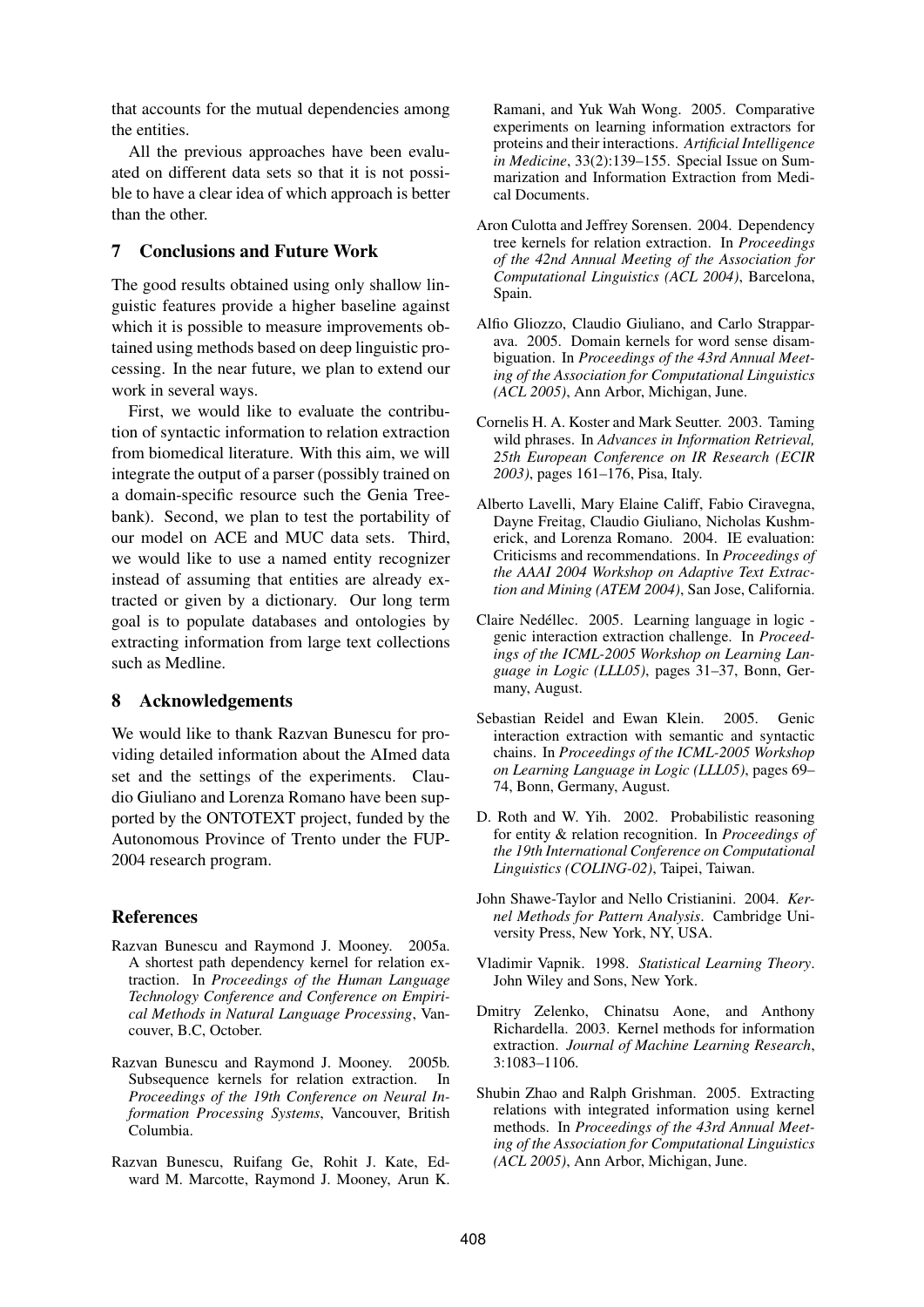that accounts for the mutual dependencies among the entities.

All the previous approaches have been evaluated on different data sets so that it is not possible to have a clear idea of which approach is better than the other.

## 7 Conclusions and Future Work

The good results obtained using only shallow linguistic features provide a higher baseline against which it is possible to measure improvements obtained using methods based on deep linguistic processing. In the near future, we plan to extend our work in several ways.

First, we would like to evaluate the contribution of syntactic information to relation extraction from biomedical literature. With this aim, we will integrate the output of a parser (possibly trained on a domain-specific resource such the Genia Treebank). Second, we plan to test the portability of our model on ACE and MUC data sets. Third, we would like to use a named entity recognizer instead of assuming that entities are already extracted or given by a dictionary. Our long term goal is to populate databases and ontologies by extracting information from large text collections such as Medline.

## 8 Acknowledgements

We would like to thank Razvan Bunescu for providing detailed information about the AImed data set and the settings of the experiments. Claudio Giuliano and Lorenza Romano have been supported by the ONTOTEXT project, funded by the Autonomous Province of Trento under the FUP-2004 research program.

## References

Razvan Bunescu and Raymond J. Mooney. 2005a. A shortest path dependency kernel for relation extraction. In *Proceedings of the Human Language Technology Conference and Conference on Empirical Methods in Natural Language Processing*, Vancouver, B.C, October.

Razvan Bunescu and Raymond J. Mooney. 2005b. Subsequence kernels for relation extraction. In *Proceedings of the 19th Conference on Neural Information Processing Systems*, Vancouver, British Columbia.

Razvan Bunescu, Ruifang Ge, Rohit J. Kate, Edward M. Marcotte, Raymond J. Mooney, Arun K. Ramani, and Yuk Wah Wong. 2005. Comparative experiments on learning information extractors for proteins and their interactions. *Artificial Intelligence in Medicine*, 33(2):139–155. Special Issue on Summarization and Information Extraction from Medical Documents.

Aron Culotta and Jeffrey Sorensen. 2004. Dependency tree kernels for relation extraction. In *Proceedings of the 42nd Annual Meeting of the Association for Computational Linguistics (ACL 2004)*, Barcelona, Spain.

Alfio Gliozzo, Claudio Giuliano, and Carlo Strapparava. 2005. Domain kernels for word sense disambiguation. In *Proceedings of the 43rd Annual Meeting of the Association for Computational Linguistics (ACL 2005)*, Ann Arbor, Michigan, June.

Cornelis H. A. Koster and Mark Seutter. 2003. Taming wild phrases. In *Advances in Information Retrieval, 25th European Conference on IR Research (ECIR 2003)*, pages 161–176, Pisa, Italy.

Alberto Lavelli, Mary Elaine Califf, Fabio Ciravegna, Dayne Freitag, Claudio Giuliano, Nicholas Kushmerick, and Lorenza Romano. 2004. IE evaluation: Criticisms and recommendations. In *Proceedings of the AAAI 2004 Workshop on Adaptive Text Extraction and Mining (ATEM 2004)*, San Jose, California.

Claire Nedéllec. 2005. Learning language in logic - genic interaction extraction challenge. In *Proceedings of the ICML-2005 Workshop on Learning Language in Logic (LLL05)*, pages 31–37, Bonn, Germany, August.

Sebastian Reidel and Ewan Klein. 2005. Genic interaction extraction with semantic and syntactic chains. In *Proceedings of the ICML-2005 Workshop on Learning Language in Logic (LLL05)*, pages 69–74, Bonn, Germany, August.

D. Roth and W. Yih. 2002. Probabilistic reasoning for entity & relation recognition. In *Proceedings of the 19th International Conference on Computational Linguistics (COLING-02)*, Taipei, Taiwan.

John Shawe-Taylor and Nello Cristianini. 2004. *Kernel Methods for Pattern Analysis*. Cambridge University Press, New York, NY, USA.

Vladimir Vapnik. 1998. *Statistical Learning Theory*. John Wiley and Sons, New York.

Dmitry Zelenko, Chinatsu Aone, and Anthony Richardella. 2003. Kernel methods for information extraction. *Journal of Machine Learning Research*, 3:1083–1106.

Shubin Zhao and Ralph Grishman. 2005. Extracting relations with integrated information using kernel methods. In *Proceedings of the 43rd Annual Meeting of the Association for Computational Linguistics (ACL 2005)*, Ann Arbor, Michigan, June.